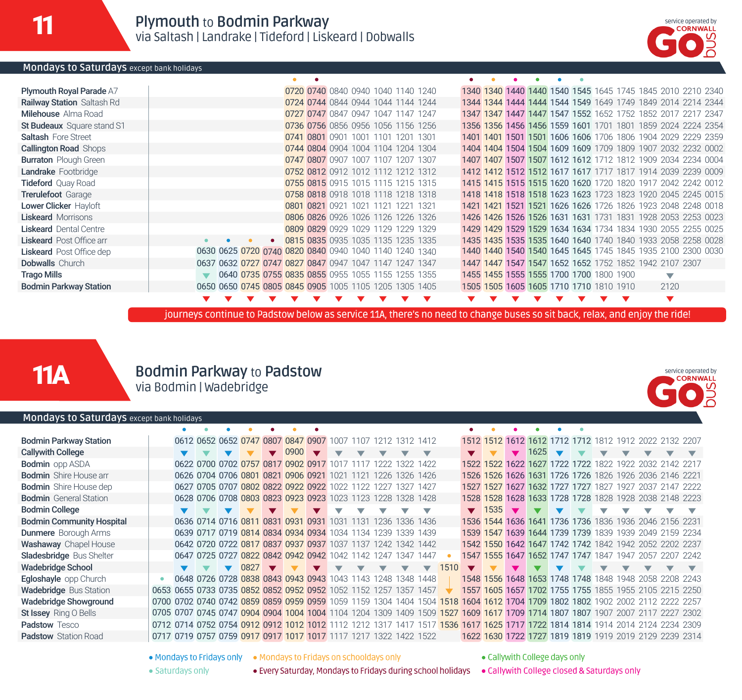# 11 Plymouth to Bodmin Parkway

via Saltash | Landrake | Tideford | Liskeard | Dobwalls

service operated by CORNWALL GO bus

## Mondays to Saturdays except bank holidays

| | Sat | M-F | Sch | Hol | Sch | Hol | | | | | | Hol | Sch | CCC | CC | M-F | Sat | | | | | | |
|---|---|---|---|---|---|---|---|---|---|---|---|---|---|---|---|---|---|---|---|---|---|---|---|
| **Plymouth** Royal Parade A7 | | | | | 0720 | 0740 | 0840 | 0940 | 1040 | 1140 | 1240 | 1340 | 1340 | 1440 | 1440 | 1540 | 1545 | 1645 | 1745 | 1845 | 2010 | 2210 | 2340 |
| **Railway Station** Saltash Rd | | | | | 0724 | 0744 | 0844 | 0944 | 1044 | 1144 | 1244 | 1344 | 1344 | 1444 | 1444 | 1544 | 1549 | 1649 | 1749 | 1849 | 2014 | 2214 | 2344 |
| **Milehouse** Alma Road | | | | | 0727 | 0747 | 0847 | 0947 | 1047 | 1147 | 1247 | 1347 | 1347 | 1447 | 1447 | 1547 | 1552 | 1652 | 1752 | 1852 | 2017 | 2217 | 2347 |
| **St Budeaux** Square stand S1 | | | | | 0736 | 0756 | 0856 | 0956 | 1056 | 1156 | 1256 | 1356 | 1356 | 1456 | 1456 | 1559 | 1601 | 1701 | 1801 | 1859 | 2024 | 2224 | 2354 |
| **Saltash** Fore Street | | | | | 0741 | 0801 | 0901 | 1001 | 1101 | 1201 | 1301 | 1401 | 1401 | 1501 | 1501 | 1606 | 1606 | 1706 | 1806 | 1904 | 2029 | 2229 | 2359 |
| **Callington Road** Shops | | | | | 0744 | 0804 | 0904 | 1004 | 1104 | 1204 | 1304 | 1404 | 1404 | 1504 | 1504 | 1609 | 1609 | 1709 | 1809 | 1907 | 2032 | 2232 | 0002 |
| **Burraton** Plough Green | | | | | 0747 | 0807 | 0907 | 1007 | 1107 | 1207 | 1307 | 1407 | 1407 | 1507 | 1507 | 1612 | 1612 | 1712 | 1812 | 1909 | 2034 | 2234 | 0004 |
| **Landrake** Footbridge | | | | | 0752 | 0812 | 0912 | 1012 | 1112 | 1212 | 1312 | 1412 | 1412 | 1512 | 1512 | 1617 | 1617 | 1717 | 1817 | 1914 | 2039 | 2239 | 0009 |
| **Tideford** Quay Road | | | | | 0755 | 0815 | 0915 | 1015 | 1115 | 1215 | 1315 | 1415 | 1415 | 1515 | 1515 | 1620 | 1620 | 1720 | 1820 | 1917 | 2042 | 2242 | 0012 |
| **Trerulefoot** Garage | | | | | 0758 | 0818 | 0918 | 1018 | 1118 | 1218 | 1318 | 1418 | 1418 | 1518 | 1518 | 1623 | 1623 | 1723 | 1823 | 1920 | 2045 | 2245 | 0015 |
| **Lower Clicker** Hayloft | | | | | 0801 | 0821 | 0921 | 1021 | 1121 | 1221 | 1321 | 1421 | 1421 | 1521 | 1521 | 1626 | 1626 | 1726 | 1826 | 1923 | 2048 | 2248 | 0018 |
| **Liskeard** Morrisons | | | | | 0806 | 0826 | 0926 | 1026 | 1126 | 1226 | 1326 | 1426 | 1426 | 1526 | 1526 | 1631 | 1631 | 1731 | 1831 | 1928 | 2053 | 2253 | 0023 |
| **Liskeard** Dental Centre | | | | | 0809 | 0829 | 0929 | 1029 | 1129 | 1229 | 1329 | 1429 | 1429 | 1529 | 1529 | 1634 | 1634 | 1734 | 1834 | 1930 | 2055 | 2255 | 0025 |
| **Liskeard** Post Office arr | | | | | 0815 | 0835 | 0935 | 1035 | 1135 | 1235 | 1335 | 1435 | 1435 | 1535 | 1535 | 1640 | 1640 | 1740 | 1840 | 1933 | 2058 | 2258 | 0028 |
| **Liskeard** Post Office dep | 0630 | 0625 | 0720 | 0740 | 0820 | 0840 | 0940 | 1040 | 1140 | 1240 | 1340 | 1440 | 1440 | 1540 | 1540 | 1645 | 1645 | 1745 | 1845 | 1935 | 2100 | 2300 | 0030 |
| **Dobwalls** Church | 0637 | 0632 | 0727 | 0747 | 0827 | 0847 | 0947 | 1047 | 1147 | 1247 | 1347 | 1447 | 1447 | 1547 | 1547 | 1652 | 1652 | 1752 | 1852 | 1942 | 2107 | 2307 | |
| **Trago Mills** | ▼ | 0640 | 0735 | 0755 | 0835 | 0855 | 0955 | 1055 | 1155 | 1255 | 1355 | 1455 | 1455 | 1555 | 1555 | 1700 | 1700 | 1800 | 1900 | | ▼ | | |
| **Bodmin Parkway Station** | 0650 | 0650 | 0745 | 0805 | 0845 | 0905 | 1005 | 1105 | 1205 | 1305 | 1405 | 1505 | 1505 | 1605 | 1605 | 1710 | 1710 | 1810 | 1910 | | 2120 | | |
| | ▼ | ▼ | ▼ | ▼ | ▼ | ▼ | ▼ | ▼ | ▼ | ▼ | ▼ | ▼ | ▼ | ▼ | ▼ | ▼ | ▼ | ▼ | ▼ | | ▼ | | |

journeys continue to Padstow below as service 11A, there's no need to change buses so sit back, relax, and enjoy the ride!

# 11A Bodmin Parkway to Padstow

via Bodmin | Wadebridge

service operated by CORNWALL GO bus

## Mondays to Saturdays except bank holidays

| | Sat | M-F | Sat | M-F | Sch | Hol | Sch | Hol | | | | | | Sch | Hol | Sch | CCC | CC | M-F | Sat | | | | | |
|---|---|---|---|---|---|---|---|---|---|---|---|---|---|---|---|---|---|---|---|---|---|---|---|---|---|
| **Bodmin Parkway Station** | | 0612 | 0652 | 0652 | 0747 | 0807 | 0847 | 0907 | 1007 | 1107 | 1212 | 1312 | 1412 | | 1512 | 1512 | 1612 | 1612 | 1712 | 1712 | 1812 | 1912 | 2022 | 2132 | 2207 |
| **Callywith College** | | ▼ | ▼ | ▼ | ▼ | ▼ | 0900 | ▼ | ▼ | ▼ | ▼ | ▼ | ▼ | | ▼ | ▼ | ▼ | 1625 | ▼ | ▼ | ▼ | ▼ | ▼ | ▼ | ▼ |
| **Bodmin** opp ASDA | | 0622 | 0700 | 0702 | 0757 | 0817 | 0902 | 0917 | 1017 | 1117 | 1222 | 1322 | 1422 | | 1522 | 1522 | 1622 | 1627 | 1722 | 1722 | 1822 | 1922 | 2032 | 2142 | 2217 |
| **Bodmin** Shire House arr | | 0626 | 0704 | 0706 | 0801 | 0821 | 0906 | 0921 | 1021 | 1121 | 1226 | 1326 | 1426 | | 1526 | 1526 | 1626 | 1631 | 1726 | 1726 | 1826 | 1926 | 2036 | 2146 | 2221 |
| **Bodmin** Shire House dep | | 0627 | 0705 | 0707 | 0802 | 0822 | 0922 | 0922 | 1022 | 1122 | 1227 | 1327 | 1427 | | 1527 | 1527 | 1627 | 1632 | 1727 | 1727 | 1827 | 1927 | 2037 | 2147 | 2222 |
| **Bodmin** General Station | | 0628 | 0706 | 0708 | 0803 | 0823 | 0923 | 0923 | 1023 | 1123 | 1228 | 1328 | 1428 | | 1528 | 1528 | 1628 | 1633 | 1728 | 1728 | 1828 | 1928 | 2038 | 2148 | 2223 |
| **Bodmin College** | | ▼ | ▼ | ▼ | ▼ | ▼ | ▼ | ▼ | ▼ | ▼ | ▼ | ▼ | ▼ | | ▼ | 1535 | ▼ | ▼ | ▼ | ▼ | ▼ | ▼ | ▼ | ▼ | ▼ |
| **Bodmin Community Hospital** | | 0636 | 0714 | 0716 | 0811 | 0831 | 0931 | 0931 | 1031 | 1131 | 1236 | 1336 | 1436 | | 1536 | 1544 | 1636 | 1641 | 1736 | 1736 | 1836 | 1936 | 2046 | 2156 | 2231 |
| **Dunmere** Borough Arms | | 0639 | 0717 | 0719 | 0814 | 0834 | 0934 | 0934 | 1034 | 1134 | 1239 | 1339 | 1439 | | 1539 | 1547 | 1639 | 1644 | 1739 | 1739 | 1839 | 1939 | 2049 | 2159 | 2234 |
| **Washaway** Chapel House | | 0642 | 0720 | 0722 | 0817 | 0837 | 0937 | 0937 | 1037 | 1137 | 1242 | 1342 | 1442 | | 1542 | 1550 | 1642 | 1647 | 1742 | 1742 | 1842 | 1942 | 2052 | 2202 | 2237 |
| **Sladesbridge** Bus Shelter | | 0647 | 0725 | 0727 | 0822 | 0842 | 0942 | 0942 | 1042 | 1142 | 1247 | 1347 | 1447 | | 1547 | 1555 | 1647 | 1652 | 1747 | 1747 | 1847 | 1947 | 2057 | 2207 | 2242 |
| **Wadebridge School** | | ▼ | ▼ | ▼ | 0827 | ▼ | ▼ | ▼ | ▼ | ▼ | ▼ | ▼ | ▼ | 1510 | ▼ | ▼ | ▼ | ▼ | ▼ | ▼ | ▼ | ▼ | ▼ | ▼ | ▼ |
| **Egloshayle** opp Church | | 0648 | 0726 | 0728 | 0838 | 0843 | 0943 | 0943 | 1043 | 1143 | 1248 | 1348 | 1448 | ↓ | 1548 | 1556 | 1648 | 1653 | 1748 | 1748 | 1848 | 1948 | 2058 | 2208 | 2243 |
| **Wadebridge** Bus Station | 0653 | 0655 | 0733 | 0735 | 0852 | 0852 | 0952 | 0952 | 1052 | 1152 | 1257 | 1357 | 1457 | ↓ | 1557 | 1605 | 1642 | 1702 | 1755 | 1755 | 1855 | 1955 | 2105 | 2215 | 2250 |
| **Wadebridge Showground** | 0700 | 0702 | 0740 | 0742 | 0859 | 0859 | 0959 | 0959 | 1059 | 1159 | 1304 | 1404 | 1504 | 1518 | 1604 | 1612 | 1704 | 1709 | 1802 | 1802 | 1902 | 2002 | 2112 | 2222 | 2257 |
| **St Issey** Ring O Bells | 0705 | 0707 | 0745 | 0747 | 0904 | 0904 | 1004 | 1004 | 1104 | 1204 | 1309 | 1409 | 1509 | 1527 | 1609 | 1617 | 1709 | 1714 | 1807 | 1807 | 1907 | 2007 | 2117 | 2227 | 2302 |
| **Padstow** Tesco | 0712 | 0714 | 0752 | 0754 | 0912 | 0912 | 1012 | 1012 | 1112 | 1212 | 1317 | 1417 | 1517 | 1536 | 1617 | 1625 | 1717 | 1722 | 1814 | 1814 | 1914 | 2014 | 2124 | 2234 | 2309 |
| **Padstow** Station Road | 0717 | 0719 | 0757 | 0759 | 0917 | 0917 | 1017 | 1017 | 1117 | 1217 | 1322 | 1422 | 1522 | | 1622 | 1630 | 1722 | 1727 | 1819 | 1819 | 1919 | 2019 | 2129 | 2239 | 2314 |

- M-F • Mondays to Fridays only
- Sat • Saturdays only
- Sch • Mondays to Fridays on schooldays only
- Hol • Every Saturday, Mondays to Fridays during school holidays
- CC • Callywith College days only
- CCC • Callywith College closed & Saturdays only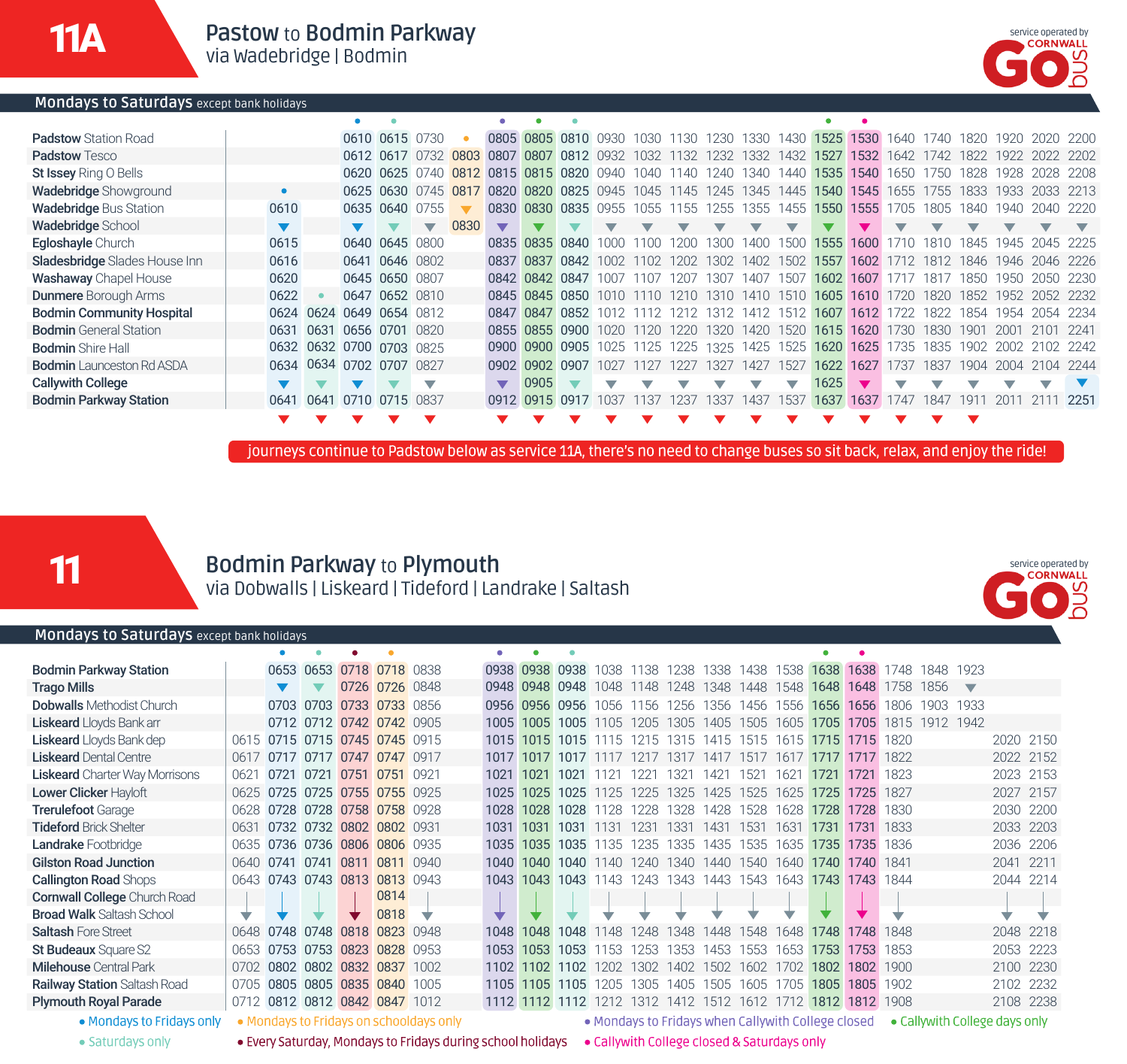# 11A Pastow to Bodmin Parkway

via Wadebridge | Bodmin

service operated by CORNWALL GO bus

**Mondays to Saturdays** except bank holidays

| | •(blue) | •(teal) | •(blue) | •(teal) | | •(orange) | •(purple) | •(green) | •(teal) | | | | | | | | •(green) | •(pink) | | | | | | |
|---|---|---|---|---|---|---|---|---|---|---|---|---|---|---|---|---|---|---|---|---|---|---|---|---|
| **Padstow** Station Road | | | 0610 | 0615 | 0730 | • | 0805 | 0805 | 0810 | 0930 | 1030 | 1130 | 1230 | 1330 | 1430 | | 1525 | 1530 | 1640 | 1740 | 1820 | 1920 | 2020 | 2200 |
| **Padstow** Tesco | | | 0612 | 0617 | 0732 | 0803 | 0807 | 0807 | 0812 | 0932 | 1032 | 1132 | 1232 | 1332 | 1432 | | 1527 | 1532 | 1642 | 1742 | 1822 | 1922 | 2022 | 2202 |
| **St Issey** Ring O Bells | | | 0620 | 0625 | 0740 | 0812 | 0815 | 0815 | 0820 | 0940 | 1040 | 1140 | 1240 | 1340 | 1440 | | 1535 | 1540 | 1650 | 1750 | 1828 | 1928 | 2028 | 2208 |
| **Wadebridge** Showground | • | | 0625 | 0630 | 0745 | 0817 | 0820 | 0820 | 0825 | 0945 | 1045 | 1145 | 1245 | 1345 | 1445 | | 1540 | 1545 | 1655 | 1755 | 1833 | 1933 | 2033 | 2213 |
| **Wadebridge** Bus Station | 0610 | | 0635 | 0640 | 0755 | ▼ | 0830 | 0830 | 0835 | 0955 | 1055 | 1155 | 1255 | 1355 | 1455 | | 1550 | 1555 | 1705 | 1805 | 1840 | 1940 | 2040 | 2220 |
| **Wadebridge** School | ▼ | | ▼ | ▼ | ▼ | 0830 | ▼ | ▼ | ▼ | ▼ | ▼ | ▼ | ▼ | ▼ | ▼ | | ▼ | ▼ | ▼ | ▼ | ▼ | ▼ | ▼ | ▼ |
| **Egloshayle** Church | 0615 | | 0640 | 0645 | 0800 | | 0835 | 0835 | 0840 | 1000 | 1100 | 1200 | 1300 | 1400 | 1500 | | 1555 | 1600 | 1710 | 1810 | 1845 | 1945 | 2045 | 2225 |
| **Sladesbridge** Slades House Inn | 0616 | | 0641 | 0646 | 0802 | | 0837 | 0837 | 0842 | 1002 | 1102 | 1202 | 1302 | 1402 | 1502 | | 1557 | 1602 | 1712 | 1812 | 1846 | 1946 | 2046 | 2226 |
| **Washaway** Chapel House | 0620 | | 0645 | 0650 | 0807 | | 0842 | 0842 | 0847 | 1007 | 1107 | 1207 | 1307 | 1407 | 1507 | | 1602 | 1607 | 1717 | 1817 | 1850 | 1950 | 2050 | 2230 |
| **Dunmere** Borough Arms | 0622 | • | 0647 | 0652 | 0810 | | 0845 | 0845 | 0850 | 1010 | 1110 | 1210 | 1310 | 1410 | 1510 | | 1605 | 1610 | 1720 | 1820 | 1852 | 1952 | 2052 | 2232 |
| **Bodmin Community Hospital** | 0624 | 0624 | 0649 | 0654 | 0812 | | 0847 | 0847 | 0852 | 1012 | 1112 | 1212 | 1312 | 1412 | 1512 | | 1607 | 1612 | 1722 | 1822 | 1854 | 1954 | 2054 | 2234 |
| **Bodmin** General Station | 0631 | 0631 | 0656 | 0701 | 0820 | | 0855 | 0855 | 0900 | 1020 | 1120 | 1220 | 1320 | 1420 | 1520 | | 1615 | 1620 | 1730 | 1830 | 1901 | 2001 | 2101 | 2241 |
| **Bodmin** Shire Hall | 0632 | 0632 | 0700 | 0703 | 0825 | | 0900 | 0900 | 0905 | 1025 | 1125 | 1225 | 1325 | 1425 | 1525 | | 1620 | 1625 | 1735 | 1835 | 1902 | 2002 | 2102 | 2242 |
| **Bodmin** Launceston Rd ASDA | 0634 | 0634 | 0702 | 0707 | 0827 | | 0902 | 0902 | 0907 | 1027 | 1127 | 1227 | 1327 | 1427 | 1527 | | 1622 | 1627 | 1737 | 1837 | 1904 | 2004 | 2104 | 2244 |
| **Callywith College** | ▼ | ▼ | ▼ | ▼ | ▼ | | ▼ | 0905 | ▼ | ▼ | ▼ | ▼ | ▼ | ▼ | ▼ | | 1625 | ▼ | ▼ | ▼ | ▼ | ▼ | ▼ | ▼ |
| **Bodmin Parkway Station** | 0641 | 0641 | 0710 | 0715 | 0837 | | 0912 | 0915 | 0917 | 1037 | 1137 | 1237 | 1337 | 1437 | 1537 | | 1637 | 1637 | 1747 | 1847 | 1911 | 2011 | 2111 | 2251 |
| | ▼ | ▼ | ▼ | ▼ | ▼ | | ▼ | ▼ | ▼ | ▼ | ▼ | ▼ | ▼ | ▼ | ▼ | | ▼ | ▼ | ▼ | ▼ | ▼ | | | |

journeys continue to Padstow below as service 11A, there's no need to change buses so sit back, relax, and enjoy the ride!

# 11 Bodmin Parkway to Plymouth

via Dobwalls | Liskeard | Tideford | Landrake | Saltash

service operated by CORNWALL GO bus

**Mondays to Saturdays** except bank holidays

| | | •(blue) | •(teal) | •(maroon) | •(orange) | | •(purple) | •(green) | •(teal) | | | | | | | •(green) | •(pink) | | | | | |
|---|---|---|---|---|---|---|---|---|---|---|---|---|---|---|---|---|---|---|---|---|---|---|
| **Bodmin Parkway Station** | | 0653 | 0653 | 0718 | 0718 | 0838 | 0938 | 0938 | 0938 | 1038 | 1138 | 1238 | 1338 | 1438 | 1538 | 1638 | 1638 | 1748 | 1848 | 1923 | | |
| **Trago Mills** | | ▼ | ▼ | 0726 | 0726 | 0848 | 0948 | 0948 | 0948 | 1048 | 1148 | 1248 | 1348 | 1448 | 1548 | 1648 | 1648 | 1758 | 1856 | ▼ | | |
| **Dobwalls** Methodist Church | | 0703 | 0703 | 0733 | 0733 | 0856 | 0956 | 0956 | 0956 | 1056 | 1156 | 1256 | 1356 | 1456 | 1556 | 1656 | 1656 | 1806 | 1903 | 1933 | | |
| **Liskeard** Lloyds Bank arr | | 0712 | 0712 | 0742 | 0742 | 0905 | 1005 | 1005 | 1005 | 1105 | 1205 | 1305 | 1405 | 1505 | 1605 | 1705 | 1705 | 1815 | 1912 | 1942 | | |
| **Liskeard** Lloyds Bank dep | 0615 | 0715 | 0715 | 0745 | 0745 | 0915 | 1015 | 1015 | 1015 | 1115 | 1215 | 1315 | 1415 | 1515 | 1615 | 1715 | 1715 | 1820 | | | 2020 | 2150 |
| **Liskeard** Dental Centre | 0617 | 0717 | 0717 | 0747 | 0747 | 0917 | 1017 | 1017 | 1017 | 1117 | 1217 | 1317 | 1417 | 1517 | 1617 | 1717 | 1717 | 1822 | | | 2022 | 2152 |
| **Liskeard** Charter Way Morrisons | 0621 | 0721 | 0721 | 0751 | 0751 | 0921 | 1021 | 1021 | 1021 | 1121 | 1221 | 1321 | 1421 | 1521 | 1621 | 1721 | 1721 | 1823 | | | 2023 | 2153 |
| **Lower Clicker** Hayloft | 0625 | 0725 | 0725 | 0755 | 0755 | 0925 | 1025 | 1025 | 1025 | 1125 | 1225 | 1325 | 1425 | 1525 | 1625 | 1725 | 1725 | 1827 | | | 2027 | 2157 |
| **Trerulefoot** Garage | 0628 | 0728 | 0728 | 0758 | 0758 | 0928 | 1028 | 1028 | 1028 | 1128 | 1228 | 1328 | 1428 | 1528 | 1628 | 1728 | 1728 | 1830 | | | 2030 | 2200 |
| **Tideford** Brick Shelter | 0631 | 0732 | 0732 | 0802 | 0802 | 0931 | 1031 | 1031 | 1031 | 1131 | 1231 | 1331 | 1431 | 1531 | 1631 | 1731 | 1731 | 1833 | | | 2033 | 2203 |
| **Landrake** Footbridge | 0635 | 0736 | 0736 | 0806 | 0806 | 0935 | 1035 | 1035 | 1035 | 1135 | 1235 | 1335 | 1435 | 1535 | 1635 | 1735 | 1735 | 1836 | | | 2036 | 2206 |
| **Gilston Road Junction** | 0640 | 0741 | 0741 | 0811 | 0811 | 0940 | 1040 | 1040 | 1040 | 1140 | 1240 | 1340 | 1440 | 1540 | 1640 | 1740 | 1740 | 1841 | | | 2041 | 2211 |
| **Callington Road** Shops | 0643 | 0743 | 0743 | 0813 | 0813 | 0943 | 1043 | 1043 | 1043 | 1143 | 1243 | 1343 | 1443 | 1543 | 1643 | 1743 | 1743 | 1844 | | | 2044 | 2214 |
| **Cornwall College** Church Road | \| | \| | \| | \| | 0814 | \| | \| | \| | \| | \| | \| | \| | \| | \| | \| | \| | \| | \| | | | \| | \| |
| **Broad Walk** Saltash School | ▼ | ▼ | ▼ | ▼ | 0818 | ▼ | ▼ | ▼ | ▼ | ▼ | ▼ | ▼ | ▼ | ▼ | ▼ | ▼ | ▼ | ▼ | | | ▼ | ▼ |
| **Saltash** Fore Street | 0648 | 0748 | 0748 | 0818 | 0823 | 0948 | 1048 | 1048 | 1048 | 1148 | 1248 | 1348 | 1448 | 1548 | 1648 | 1748 | 1748 | 1848 | | | 2048 | 2218 |
| **St Budeaux** Square S2 | 0653 | 0753 | 0753 | 0823 | 0828 | 0953 | 1053 | 1053 | 1053 | 1153 | 1253 | 1353 | 1453 | 1553 | 1653 | 1753 | 1753 | 1853 | | | 2053 | 2223 |
| **Milehouse** Central Park | 0702 | 0802 | 0802 | 0832 | 0837 | 1002 | 1102 | 1102 | 1102 | 1202 | 1302 | 1402 | 1502 | 1602 | 1702 | 1802 | 1802 | 1900 | | | 2100 | 2230 |
| **Railway Station** Saltash Road | 0705 | 0805 | 0805 | 0835 | 0840 | 1005 | 1105 | 1105 | 1105 | 1205 | 1305 | 1405 | 1505 | 1605 | 1705 | 1805 | 1805 | 1902 | | | 2102 | 2232 |
| **Plymouth** Royal Parade | 0712 | 0812 | 0812 | 0842 | 0847 | 1012 | 1112 | 1112 | 1112 | 1212 | 1312 | 1412 | 1512 | 1612 | 1712 | 1812 | 1812 | 1908 | | | 2108 | 2238 |

- • (blue) Mondays to Fridays only
- • (orange) Mondays to Fridays on schooldays only
- • (purple) Mondays to Fridays when Callywith College closed
- • (green) Callywith College days only
- • (teal) Saturdays only
- • (maroon) Every Saturday, Mondays to Fridays during school holidays
- • (pink) Callywith College closed & Saturdays only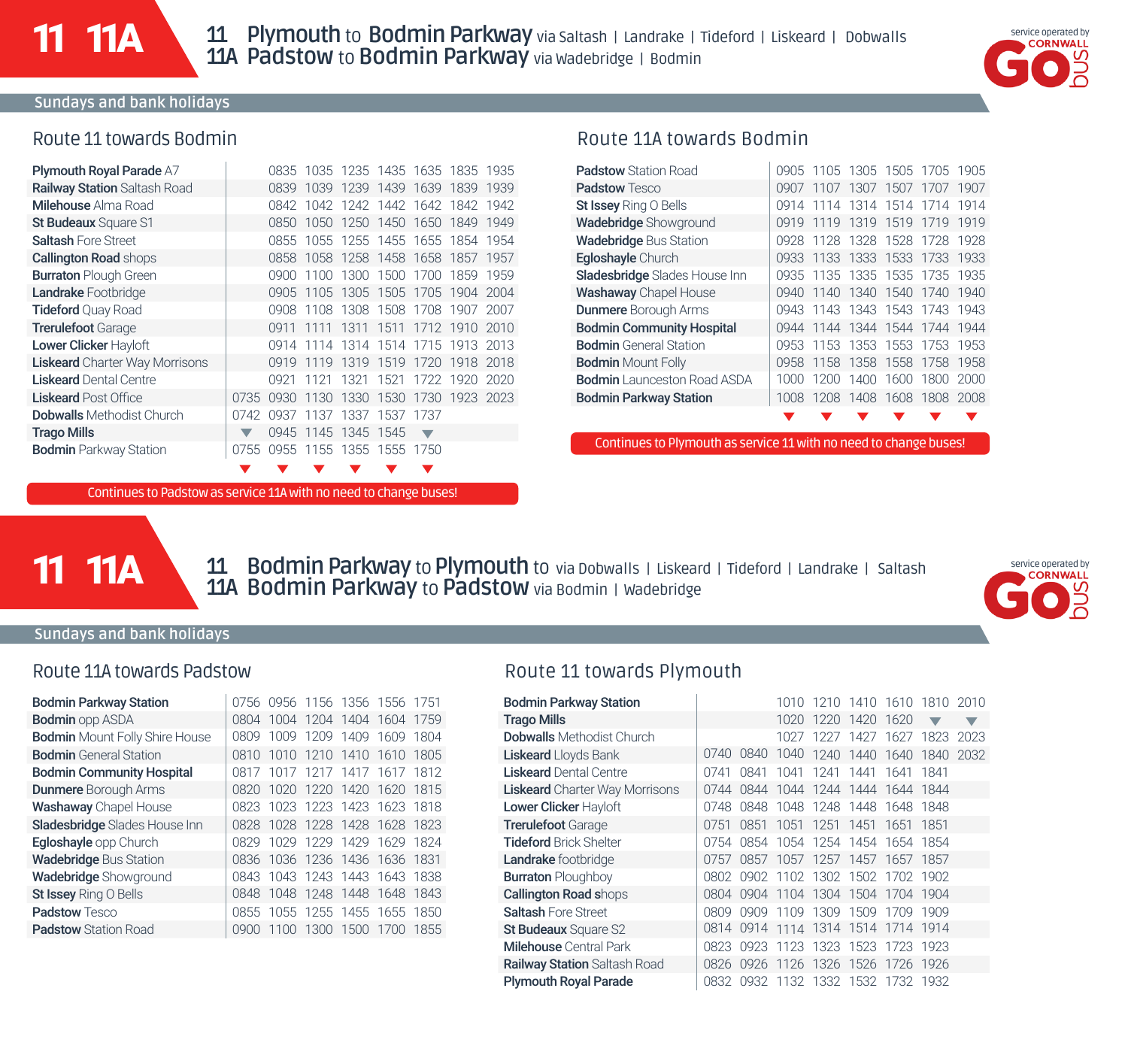# 11 11A

## 11 Plymouth to Bodmin Parkway via Saltash | Landrake | Tideford | Liskeard | Dobwalls
## 11A Padstow to Bodmin Parkway via Wadebridge | Bodmin

service operated by CORNWALL GO bus

**Sundays and bank holidays**

### Route 11 towards Bodmin

| | | | | | | | | |
|---|---|---|---|---|---|---|---|---|
| **Plymouth** Royal Parade A7 | | 0835 | 1035 | 1235 | 1435 | 1635 | 1835 | 1935 |
| **Railway Station** Saltash Road | | 0839 | 1039 | 1239 | 1439 | 1639 | 1839 | 1939 |
| **Milehouse** Alma Road | | 0842 | 1042 | 1242 | 1442 | 1642 | 1842 | 1942 |
| **St Budeaux** Square S1 | | 0850 | 1050 | 1250 | 1450 | 1650 | 1849 | 1949 |
| **Saltash** Fore Street | | 0855 | 1055 | 1255 | 1455 | 1655 | 1854 | 1954 |
| **Callington Road** shops | | 0858 | 1058 | 1258 | 1458 | 1658 | 1857 | 1957 |
| **Burraton** Plough Green | | 0900 | 1100 | 1300 | 1500 | 1700 | 1859 | 1959 |
| **Landrake** Footbridge | | 0905 | 1105 | 1305 | 1505 | 1705 | 1904 | 2004 |
| **Tideford** Quay Road | | 0908 | 1108 | 1308 | 1508 | 1708 | 1907 | 2007 |
| **Trerulefoot** Garage | | 0911 | 1111 | 1311 | 1511 | 1712 | 1910 | 2010 |
| **Lower Clicker** Hayloft | | 0914 | 1114 | 1314 | 1514 | 1715 | 1913 | 2013 |
| **Liskeard** Charter Way Morrisons | | 0919 | 1119 | 1319 | 1519 | 1720 | 1918 | 2018 |
| **Liskeard** Dental Centre | | 0921 | 1121 | 1321 | 1521 | 1722 | 1920 | 2020 |
| **Liskeard** Post Office | 0735 | 0930 | 1130 | 1330 | 1530 | 1730 | 1923 | 2023 |
| **Dobwalls** Methodist Church | 0742 | 0937 | 1137 | 1337 | 1537 | 1737 | | |
| **Trago Mills** | ▼ | 0945 | 1145 | 1345 | 1545 | ▼ | | |
| **Bodmin** Parkway Station | 0755 | 0955 | 1155 | 1355 | 1555 | 1750 | | |
| | ▼ | ▼ | ▼ | ▼ | ▼ | ▼ | | |

Continues to Padstow as service 11A with no need to change buses!

### Route 11A towards Bodmin

| | | | | | | |
|---|---|---|---|---|---|---|
| **Padstow** Station Road | 0905 | 1105 | 1305 | 1505 | 1705 | 1905 |
| **Padstow** Tesco | 0907 | 1107 | 1307 | 1507 | 1707 | 1907 |
| **St Issey** Ring O Bells | 0914 | 1114 | 1314 | 1514 | 1714 | 1914 |
| **Wadebridge** Showground | 0919 | 1119 | 1319 | 1519 | 1719 | 1919 |
| **Wadebridge** Bus Station | 0928 | 1128 | 1328 | 1528 | 1728 | 1928 |
| **Egloshayle** Church | 0933 | 1133 | 1333 | 1533 | 1733 | 1933 |
| **Sladesbridge** Slades House Inn | 0935 | 1135 | 1335 | 1535 | 1735 | 1935 |
| **Washaway** Chapel House | 0940 | 1140 | 1340 | 1540 | 1740 | 1940 |
| **Dunmere** Borough Arms | 0943 | 1143 | 1343 | 1543 | 1743 | 1943 |
| **Bodmin Community Hospital** | 0944 | 1144 | 1344 | 1544 | 1744 | 1944 |
| **Bodmin** General Station | 0953 | 1153 | 1353 | 1553 | 1753 | 1953 |
| **Bodmin** Mount Folly | 0958 | 1158 | 1358 | 1558 | 1758 | 1958 |
| **Bodmin** Launceston Road ASDA | 1000 | 1200 | 1400 | 1600 | 1800 | 2000 |
| **Bodmin Parkway Station** | 1008 | 1208 | 1408 | 1608 | 1808 | 2008 |
| | ▼ | ▼ | ▼ | ▼ | ▼ | ▼ |

Continues to Plymouth as service 11 with no need to change buses!

# 11 11A

## 11 Bodmin Parkway to Plymouth to via Dobwalls | Liskeard | Tideford | Landrake | Saltash
## 11A Bodmin Parkway to Padstow via Bodmin | Wadebridge

service operated by CORNWALL GO bus

**Sundays and bank holidays**

### Route 11A towards Padstow

| | | | | | | |
|---|---|---|---|---|---|---|
| **Bodmin Parkway Station** | 0756 | 0956 | 1156 | 1356 | 1556 | 1751 |
| **Bodmin** opp ASDA | 0804 | 1004 | 1204 | 1404 | 1604 | 1759 |
| **Bodmin** Mount Folly Shire House | 0809 | 1009 | 1209 | 1409 | 1609 | 1804 |
| **Bodmin** General Station | 0810 | 1010 | 1210 | 1410 | 1610 | 1805 |
| **Bodmin Community Hospital** | 0817 | 1017 | 1217 | 1417 | 1617 | 1812 |
| **Dunmere** Borough Arms | 0820 | 1020 | 1220 | 1420 | 1620 | 1815 |
| **Washaway** Chapel House | 0823 | 1023 | 1223 | 1423 | 1623 | 1818 |
| **Sladesbridge** Slades House Inn | 0828 | 1028 | 1228 | 1428 | 1628 | 1823 |
| **Egloshayle** opp Church | 0829 | 1029 | 1229 | 1429 | 1629 | 1824 |
| **Wadebridge** Bus Station | 0836 | 1036 | 1236 | 1436 | 1636 | 1831 |
| **Wadebridge** Showground | 0843 | 1043 | 1243 | 1443 | 1643 | 1838 |
| **St Issey** Ring O Bells | 0848 | 1048 | 1248 | 1448 | 1648 | 1843 |
| **Padstow** Tesco | 0855 | 1055 | 1255 | 1455 | 1655 | 1850 |
| **Padstow** Station Road | 0900 | 1100 | 1300 | 1500 | 1700 | 1855 |

### Route 11 towards Plymouth

| | | | | | | | | |
|---|---|---|---|---|---|---|---|---|
| **Bodmin Parkway Station** | | | 1010 | 1210 | 1410 | 1610 | 1810 | 2010 |
| **Trago Mills** | | | 1020 | 1220 | 1420 | 1620 | ▼ | ▼ |
| **Dobwalls** Methodist Church | | | 1027 | 1227 | 1427 | 1627 | 1823 | 2023 |
| **Liskeard** Lloyds Bank | 0740 | 0840 | 1040 | 1240 | 1440 | 1640 | 1840 | 2032 |
| **Liskeard** Dental Centre | 0741 | 0841 | 1041 | 1241 | 1441 | 1641 | 1841 | |
| **Liskeard** Charter Way Morrisons | 0744 | 0844 | 1044 | 1244 | 1444 | 1644 | 1844 | |
| **Lower Clicker** Hayloft | 0748 | 0848 | 1048 | 1248 | 1448 | 1648 | 1848 | |
| **Trerulefoot** Garage | 0751 | 0851 | 1051 | 1251 | 1451 | 1651 | 1851 | |
| **Tideford** Brick Shelter | 0754 | 0854 | 1054 | 1254 | 1454 | 1654 | 1854 | |
| **Landrake** footbridge | 0757 | 0857 | 1057 | 1257 | 1457 | 1657 | 1857 | |
| **Burraton** Ploughboy | 0802 | 0902 | 1102 | 1302 | 1502 | 1702 | 1902 | |
| **Callington Road** shops | 0804 | 0904 | 1104 | 1304 | 1504 | 1704 | 1904 | |
| **Saltash** Fore Street | 0809 | 0909 | 1109 | 1309 | 1509 | 1709 | 1909 | |
| **St Budeaux** Square S2 | 0814 | 0914 | 1114 | 1314 | 1514 | 1714 | 1914 | |
| **Milehouse** Central Park | 0823 | 0923 | 1123 | 1323 | 1523 | 1723 | 1923 | |
| **Railway Station** Saltash Road | 0826 | 0926 | 1126 | 1326 | 1526 | 1726 | 1926 | |
| **Plymouth Royal Parade** | 0832 | 0932 | 1132 | 1332 | 1532 | 1732 | 1932 | |